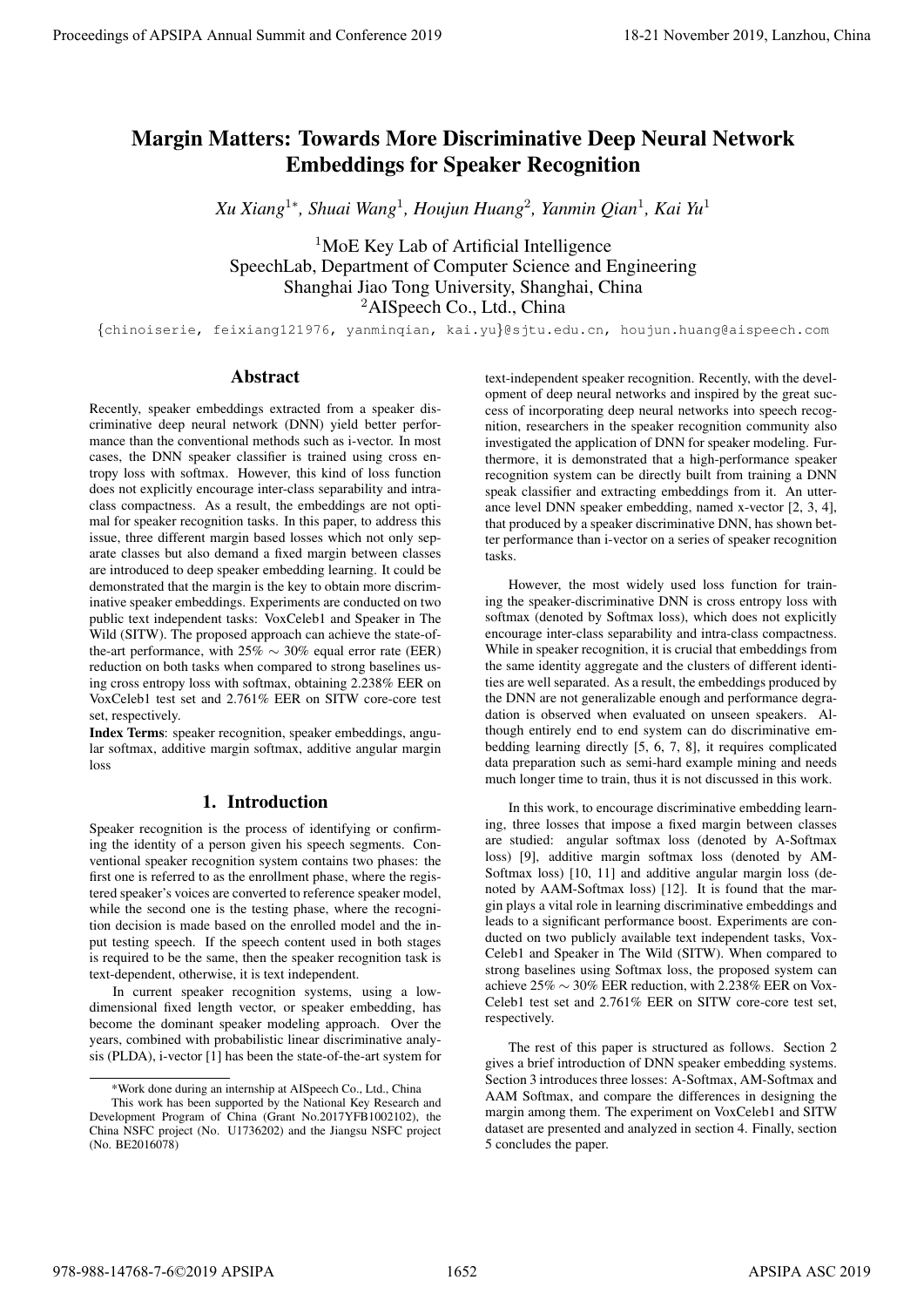# Margin Matters: Towards More Discriminative Deep Neural Network Embeddings for Speaker Recognition

*Xu Xiang*[1*], *Shuai Wang*[1], *Houjun Huang*[2], *Yanmin Qian*[1], *Kai Yu*[1]

[1]MoE Key Lab of Artificial Intelligence
SpeechLab, Department of Computer Science and Engineering
Shanghai Jiao Tong University, Shanghai, China
[2]AISpeech Co., Ltd., China

{chinoiserie, feixiang121976, yanminqian, kai.yu}@sjtu.edu.cn, houjun.huang@aispeech.com

## Abstract

Recently, speaker embeddings extracted from a speaker discriminative deep neural network (DNN) yield better performance than the conventional methods such as i-vector. In most cases, the DNN speaker classifier is trained using cross entropy loss with softmax. However, this kind of loss function does not explicitly encourage inter-class separability and intra-class compactness. As a result, the embeddings are not optimal for speaker recognition tasks. In this paper, to address this issue, three different margin based losses which not only separate classes but also demand a fixed margin between classes are introduced to deep speaker embedding learning. It could be demonstrated that the margin is the key to obtain more discriminative speaker embeddings. Experiments are conducted on two public text independent tasks: VoxCeleb1 and Speaker in The Wild (SITW). The proposed approach can achieve the state-of-the-art performance, with 25% $\sim$ 30% equal error rate (EER) reduction on both tasks when compared to strong baselines using cross entropy loss with softmax, obtaining 2.238% EER on VoxCeleb1 test set and 2.761% EER on SITW core-core test set, respectively.

**Index Terms**: speaker recognition, speaker embeddings, angular softmax, additive margin softmax, additive angular margin loss

## 1. Introduction

Speaker recognition is the process of identifying or confirming the identity of a person given his speech segments. Conventional speaker recognition system contains two phases: the first one is referred to as the enrollment phase, where the registered speaker's voices are converted to reference speaker model, while the second one is the testing phase, where the recognition decision is made based on the enrolled model and the input testing speech. If the speech content used in both stages is required to be the same, then the speaker recognition task is text-dependent, otherwise, it is text independent.

In current speaker recognition systems, using a low-dimensional fixed length vector, or speaker embedding, has become the dominant speaker modeling approach. Over the years, combined with probabilistic linear discriminative analysis (PLDA), i-vector [1] has been the state-of-the-art system for text-independent speaker recognition. Recently, with the development of deep neural networks and inspired by the great success of incorporating deep neural networks into speech recognition, researchers in the speaker recognition community also investigated the application of DNN for speaker modeling. Furthermore, it is demonstrated that a high-performance speaker recognition system can be directly built from training a DNN speak classifier and extracting embeddings from it. An utterance level DNN speaker embedding, named x-vector [2, 3, 4], that produced by a speaker discriminative DNN, has shown better performance than i-vector on a series of speaker recognition tasks.

However, the most widely used loss function for training the speaker-discriminative DNN is cross entropy loss with softmax (denoted by Softmax loss), which does not explicitly encourage inter-class separability and intra-class compactness. While in speaker recognition, it is crucial that embeddings from the same identity aggregate and the clusters of different identities are well separated. As a result, the embeddings produced by the DNN are not generalizable enough and performance degradation is observed when evaluated on unseen speakers. Although entirely end to end system can do discriminative embedding learning directly [5, 6, 7, 8], it requires complicated data preparation such as semi-hard example mining and needs much longer time to train, thus it is not discussed in this work.

In this work, to encourage discriminative embedding learning, three losses that impose a fixed margin between classes are studied: angular softmax loss (denoted by A-Softmax loss) [9], additive margin softmax loss (denoted by AM-Softmax loss) [10, 11] and additive angular margin loss (denoted by AAM-Softmax loss) [12]. It is found that the margin plays a vital role in learning discriminative embeddings and leads to a significant performance boost. Experiments are conducted on two publicly available text independent tasks, VoxCeleb1 and Speaker in The Wild (SITW). When compared to strong baselines using Softmax loss, the proposed system can achieve 25% $\sim$ 30% EER reduction, with 2.238% EER on VoxCeleb1 test set and 2.761% EER on SITW core-core test set, respectively.

The rest of this paper is structured as follows. Section 2 gives a brief introduction of DNN speaker embedding systems. Section 3 introduces three losses: A-Softmax, AM-Softmax and AAM Softmax, and compare the differences in designing the margin among them. The experiment on VoxCeleb1 and SITW dataset are presented and analyzed in section 4. Finally, section 5 concludes the paper.

*Work done during an internship at AISpeech Co., Ltd., China

This work has been supported by the National Key Research and Development Program of China (Grant No.2017YFB1002102), the China NSFC project (No. U1736202) and the Jiangsu NSFC project (No. BE2016078)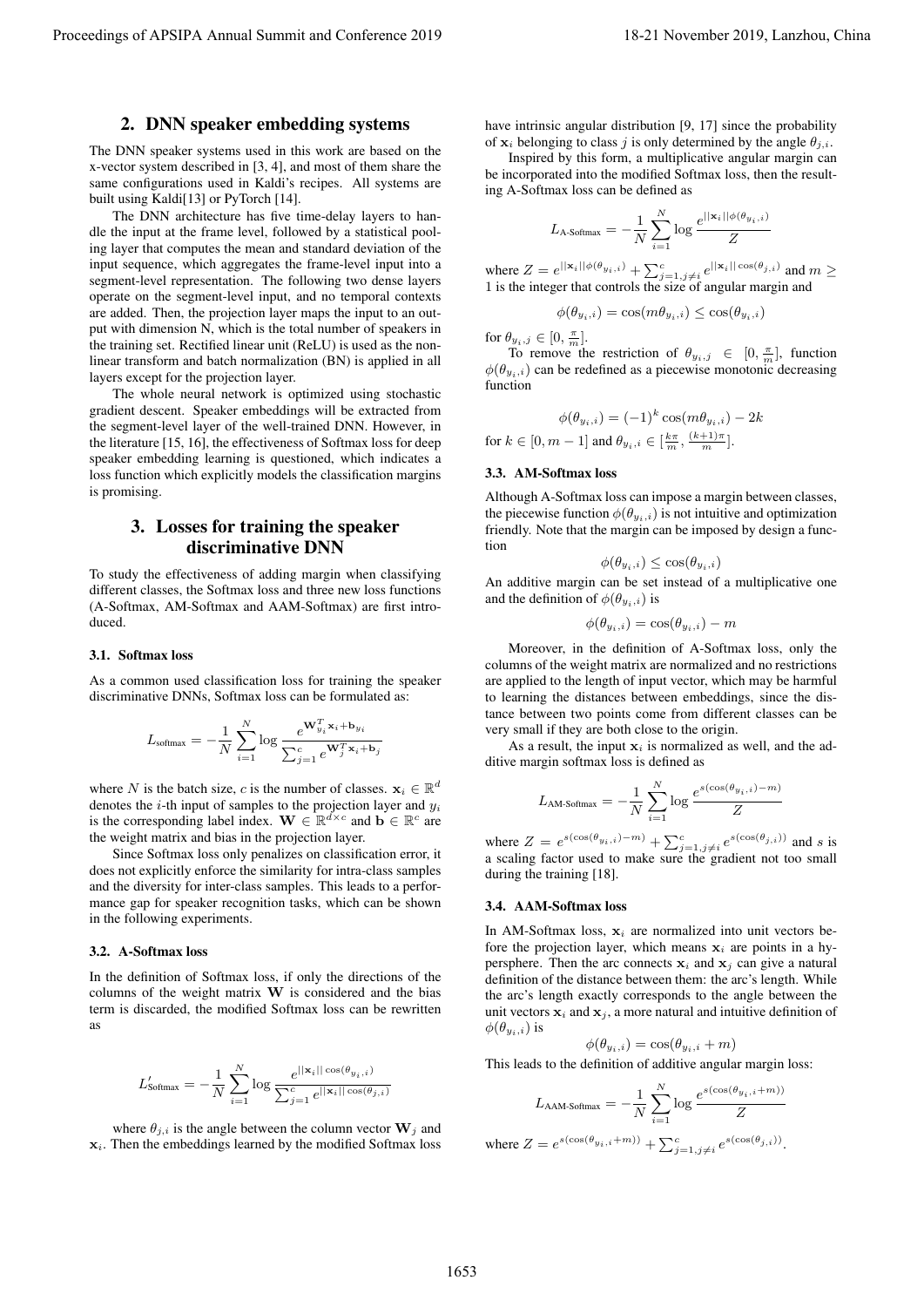## 2. DNN speaker embedding systems

The DNN speaker systems used in this work are based on the x-vector system described in [3, 4], and most of them share the same configurations used in Kaldi's recipes. All systems are built using Kaldi[13] or PyTorch [14].

The DNN architecture has five time-delay layers to handle the input at the frame level, followed by a statistical pooling layer that computes the mean and standard deviation of the input sequence, which aggregates the frame-level input into a segment-level representation. The following two dense layers operate on the segment-level input, and no temporal contexts are added. Then, the projection layer maps the input to an output with dimension N, which is the total number of speakers in the training set. Rectified linear unit (ReLU) is used as the nonlinear transform and batch normalization (BN) is applied in all layers except for the projection layer.

The whole neural network is optimized using stochastic gradient descent. Speaker embeddings will be extracted from the segment-level layer of the well-trained DNN. However, in the literature [15, 16], the effectiveness of Softmax loss for deep speaker embedding learning is questioned, which indicates a loss function which explicitly models the classification margins is promising.

## 3. Losses for training the speaker discriminative DNN

To study the effectiveness of adding margin when classifying different classes, the Softmax loss and three new loss functions (A-Softmax, AM-Softmax and AAM-Softmax) are first introduced.

### 3.1. Softmax loss

As a common used classification loss for training the speaker discriminative DNNs, Softmax loss can be formulated as:

$$L_{\text{softmax}} = -\frac{1}{N}\sum_{i=1}^{N}\log\frac{e^{\mathbf{W}_{y_i}^T\mathbf{x}_i+\mathbf{b}_{y_i}}}{\sum_{j=1}^{c}e^{\mathbf{W}_j^T\mathbf{x}_i+\mathbf{b}_j}}$$

where $N$ is the batch size, $c$ is the number of classes. $\mathbf{x}_i \in \mathbb{R}^d$ denotes the $i$-th input of samples to the projection layer and $y_i$ is the corresponding label index. $\mathbf{W} \in \mathbb{R}^{d\times c}$ and $\mathbf{b} \in \mathbb{R}^c$ are the weight matrix and bias in the projection layer.

Since Softmax loss only penalizes on classification error, it does not explicitly enforce the similarity for intra-class samples and the diversity for inter-class samples. This leads to a performance gap for speaker recognition tasks, which can be shown in the following experiments.

### 3.2. A-Softmax loss

In the definition of Softmax loss, if only the directions of the columns of the weight matrix $\mathbf{W}$ is considered and the bias term is discarded, the modified Softmax loss can be rewritten as

$$L'_{\text{Softmax}} = -\frac{1}{N}\sum_{i=1}^{N}\log\frac{e^{||\mathbf{x}_i||\cos(\theta_{y_i,i})}}{\sum_{j=1}^{c}e^{||\mathbf{x}_i||\cos(\theta_{j,i})}}$$

where $\theta_{j,i}$ is the angle between the column vector $\mathbf{W}_j$ and $\mathbf{x}_i$. Then the embeddings learned by the modified Softmax loss have intrinsic angular distribution [9, 17] since the probability of $\mathbf{x}_i$ belonging to class $j$ is only determined by the angle $\theta_{j,i}$.

Inspired by this form, a multiplicative angular margin can be incorporated into the modified Softmax loss, then the resulting A-Softmax loss can be defined as

$$L_{\text{A-Softmax}} = -\frac{1}{N}\sum_{i=1}^{N}\log\frac{e^{||\mathbf{x}_i||\phi(\theta_{y_i,i})}}{Z}$$

where $Z = e^{||\mathbf{x}_i||\phi(\theta_{y_i,i})} + \sum_{j=1,j\neq i}^{c}e^{||\mathbf{x}_i||\cos(\theta_{j,i})}$ and $m \geq 1$ is the integer that controls the size of angular margin and

$$\phi(\theta_{y_i,i}) = \cos(m\theta_{y_i,i}) \leq \cos(\theta_{y_i,i})$$

for $\theta_{y_i,j} \in [0, \frac{\pi}{m}]$.

To remove the restriction of $\theta_{y_i,j} \in [0, \frac{\pi}{m}]$, function $\phi(\theta_{y_i,i})$ can be redefined as a piecewise monotonic decreasing function

$$\phi(\theta_{y_i,i}) = (-1)^k\cos(m\theta_{y_i,i}) - 2k$$

for $k \in [0, m-1]$ and $\theta_{y_i,i} \in [\frac{k\pi}{m}, \frac{(k+1)\pi}{m}]$.

### 3.3. AM-Softmax loss

Although A-Softmax loss can impose a margin between classes, the piecewise function $\phi(\theta_{y_i,i})$ is not intuitive and optimization friendly. Note that the margin can be imposed by design a function

$$\phi(\theta_{y_i,i}) \leq \cos(\theta_{y_i,i})$$

An additive margin can be set instead of a multiplicative one and the definition of $\phi(\theta_{y_i,i})$ is

$$\phi(\theta_{y_i,i}) = \cos(\theta_{y_i,i}) - m$$

Moreover, in the definition of A-Softmax loss, only the columns of the weight matrix are normalized and no restrictions are applied to the length of input vector, which may be harmful to learning the distances between embeddings, since the distance between two points come from different classes can be very small if they are both close to the origin.

As a result, the input $\mathbf{x}_i$ is normalized as well, and the additive margin softmax loss is defined as

$$L_{\text{AM-Softmax}} = -\frac{1}{N}\sum_{i=1}^{N}\log\frac{e^{s(\cos(\theta_{y_i,i})-m)}}{Z}$$

where $Z = e^{s(\cos(\theta_{y_i,i})-m)} + \sum_{j=1,j\neq i}^{c}e^{s(\cos(\theta_{j,i}))}$ and $s$ is a scaling factor used to make sure the gradient not too small during the training [18].

### 3.4. AAM-Softmax loss

In AM-Softmax loss, $\mathbf{x}_i$ are normalized into unit vectors before the projection layer, which means $\mathbf{x}_i$ are points in a hypersphere. Then the arc connects $\mathbf{x}_i$ and $\mathbf{x}_j$ can give a natural definition of the distance between them: the arc's length. While the arc's length exactly corresponds to the angle between the unit vectors $\mathbf{x}_i$ and $\mathbf{x}_j$, a more natural and intuitive definition of $\phi(\theta_{y_i,i})$ is

$$\phi(\theta_{y_i,i}) = \cos(\theta_{y_i,i} + m)$$

This leads to the definition of additive angular margin loss:

$$L_{\text{AAM-Softmax}} = -\frac{1}{N}\sum_{i=1}^{N}\log\frac{e^{s(\cos(\theta_{y_i,i}+m))}}{Z}$$

where $Z = e^{s(\cos(\theta_{y_i,i}+m))} + \sum_{j=1,j\neq i}^{c}e^{s(\cos(\theta_{j,i}))}$.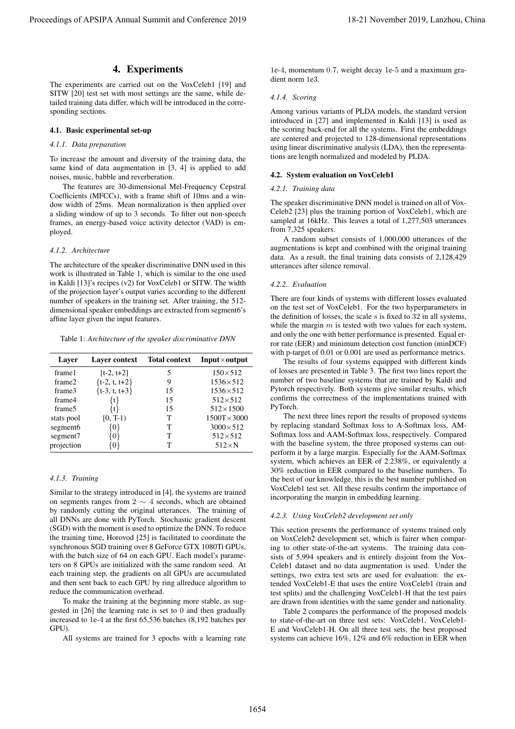# 4. Experiments

The experiments are carried out on the VoxCeleb1 [19] and SITW [20] test set with most settings are the same, while detailed training data differ, which will be introduced in the corresponding sections.

## 4.1. Basic experimental set-up

### *4.1.1. Data preparation*

To increase the amount and diversity of the training data, the same kind of data augmentation in [3, 4] is applied to add noises, music, babble and reverberation.

The features are 30-dimensional Mel-Frequency Cepstral Coefficients (MFCCs), with a frame shift of 10ms and a window width of 25ms. Mean normalization is then applied over a sliding window of up to 3 seconds. To filter out non-speech frames, an energy-based voice activity detector (VAD) is employed.

### *4.1.2. Architecture*

The architecture of the speaker discriminative DNN used in this work is illustrated in Table 1, which is similar to the one used in Kaldi [13]'s recipes (v2) for VoxCeleb1 or SITW. The width of the projection layer's output varies according to the different number of speakers in the training set. After training, the 512-dimensional speaker embeddings are extracted from segment6's affine layer given the input features.

Table 1: *Architecture of the speaker discriminative DNN*

| Layer | Layer context | Total context | Input×output |
|---|---|---|---|
| frame1 | [t-2, t+2] | 5 | 150×512 |
| frame2 | {t-2, t, t+2} | 9 | 1536×512 |
| frame3 | {t-3, t, t+3} | 15 | 1536×512 |
| frame4 | {t} | 15 | 512×512 |
| frame5 | {t} | 15 | 512×1500 |
| stats pool | [0, T-1) | T | 1500T×3000 |
| segment6 | {0} | T | 3000×512 |
| segment7 | {0} | T | 512×512 |
| projection | {0} | T | 512×N |

### *4.1.3. Training*

Similar to the strategy introduced in [4], the systems are trained on segments ranges from $2 \sim 4$ seconds, which are obtained by randomly cutting the original utterances. The training of all DNNs are done with PyTorch. Stochastic gradient descent (SGD) with the moment is used to optimize the DNN. To reduce the training time, Horovod [25] is facilitated to coordinate the synchronous SGD training over 8 GeForce GTX 1080Ti GPUs, with the batch size of 64 on each GPU. Each model's parameters on 8 GPUs are initialized with the same random seed. At each training step, the gradients on all GPUs are accumulated and then sent back to each GPU by ring allreduce algorithm to reduce the communication overhead.

To make the training at the beginning more stable, as suggested in [26] the learning rate is set to 0 and then gradually increased to 1e-4 at the first 65,536 batches (8,192 batches per GPU).

All systems are trained for 3 epochs with a learning rate 1e-4, momentum 0.7, weight decay 1e-5 and a maximum gradient norm 1e3.

### *4.1.4. Scoring*

Among various variants of PLDA models, the standard version introduced in [27] and implemented in Kaldi [13] is used as the scoring back-end for all the systems. First the embeddings are centered and projected to 128-dimensional representations using linear discriminative analysis (LDA), then the representations are length normalized and modeled by PLDA.

## 4.2. System evaluation on VoxCeleb1

### *4.2.1. Training data*

The speaker discriminative DNN model is trained on all of VoxCeleb2 [23] plus the training portion of VoxCeleb1, which are sampled at 16kHz. This leaves a total of 1,277,503 utterances from 7,325 speakers.

A random subset consists of 1,000,000 utterances of the augmentations is kept and combined with the original training data. As a result, the final training data consists of 2,128,429 utterances after silence removal.

### *4.2.2. Evaluation*

There are four kinds of systems with different losses evaluated on the test set of VoxCeleb1. For the two hyperparameters in the definition of losses, the scale $s$ is fixed to 32 in all systems, while the margin $m$ is tested with two values for each system, and only the one with better performance is presented. Equal error rate (EER) and minimum detection cost function (minDCF) with p-target of 0.01 or 0.001 are used as performance metrics.

The results of four systems equipped with different kinds of losses are presented in Table 3. The first two lines report the number of two baseline systems that are trained by Kaldi and Pytorch respectively. Both systems give similar results, which confirms the correctness of the implementations trained with PyTorch.

The next three lines report the results of proposed systems by replacing standard Softmax loss to A-Softmax loss, AM-Softmax loss and AAM-Softmax loss, respectively. Compared with the baseline system, the three proposed systems can outperform it by a large margin. Especially for the AAM-Softmax system, which achieves an EER of 2.238%, or equivalently a 30% reduction in EER compared to the baseline numbers. To the best of our knowledge, this is the best number published on VoxCeleb1 test set. All these results confirm the importance of incorporating the margin in embedding learning.

### *4.2.3. Using VoxCeleb2 development set only*

This section presents the performance of systems trained only on VoxCeleb2 development set, which is fairer when comparing to other state-of-the-art systems. The training data consists of 5,994 speakers and is entirely disjoint from the VoxCeleb1 dataset and no data augmentation is used. Under the settings, two extra test sets are used for evaluation: the extended VoxCeleb1-E that uses the entire VoxCeleb1 (train and test splits) and the challenging VoxCeleb1-H that the test pairs are drawn from identities with the same gender and nationality.

Table 2 compares the performance of the proposed models to state-of-the-art on three test sets: VoxCeleb1, VoxCeleb1-E and VoxCeleb1-H. On all three test sets, the best proposed systems can achieve 16%, 12% and 6% reduction in EER when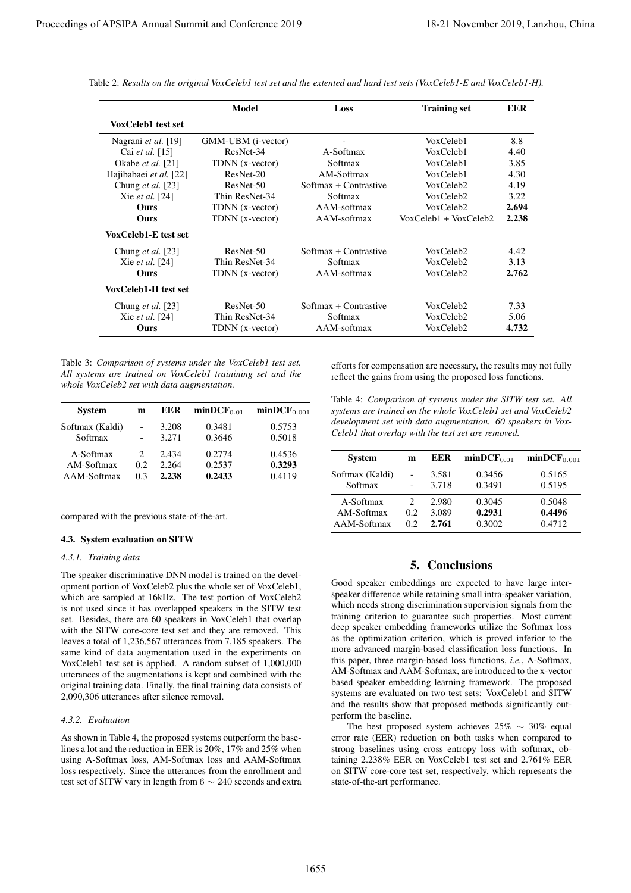Table 2: *Results on the original VoxCeleb1 test set and the extented and hard test sets (VoxCeleb1-E and VoxCeleb1-H).*

| | Model | Loss | Training set | EER |
|---|---|---|---|---|
| **VoxCeleb1 test set** | | | | |
| Nagrani *et al.* [19] | GMM-UBM (i-vector) | - | VoxCeleb1 | 8.8 |
| Cai *et al.* [15] | ResNet-34 | A-Softmax | VoxCeleb1 | 4.40 |
| Okabe *et al.* [21] | TDNN (x-vector) | Softmax | VoxCeleb1 | 3.85 |
| Hajibabaei *et al.* [22] | ResNet-20 | AM-Softmax | VoxCeleb1 | 4.30 |
| Chung *et al.* [23] | ResNet-50 | Softmax + Contrastive | VoxCeleb2 | 4.19 |
| Xie *et al.* [24] | Thin ResNet-34 | Softmax | VoxCeleb2 | 3.22 |
| **Ours** | TDNN (x-vector) | AAM-softmax | VoxCeleb2 | **2.694** |
| **Ours** | TDNN (x-vector) | AAM-softmax | VoxCeleb1 + VoxCeleb2 | **2.238** |
| **VoxCeleb1-E test set** | | | | |
| Chung *et al.* [23] | ResNet-50 | Softmax + Contrastive | VoxCeleb2 | 4.42 |
| Xie *et al.* [24] | Thin ResNet-34 | Softmax | VoxCeleb2 | 3.13 |
| **Ours** | TDNN (x-vector) | AAM-softmax | VoxCeleb2 | **2.762** |
| **VoxCeleb1-H test set** | | | | |
| Chung *et al.* [23] | ResNet-50 | Softmax + Contrastive | VoxCeleb2 | 7.33 |
| Xie *et al.* [24] | Thin ResNet-34 | Softmax | VoxCeleb2 | 5.06 |
| **Ours** | TDNN (x-vector) | AAM-softmax | VoxCeleb2 | **4.732** |

Table 3: *Comparison of systems under the VoxCeleb1 test set. All systems are trained on VoxCeleb1 trainining set and the whole VoxCeleb2 set with data augmentation.*

| System | m | EER | minDCF$_{0.01}$ | minDCF$_{0.001}$ |
|---|---|---|---|---|
| Softmax (Kaldi) | - | 3.208 | 0.3481 | 0.5753 |
| Softmax | - | 3.271 | 0.3646 | 0.5018 |
| A-Softmax | 2 | 2.434 | 0.2774 | 0.4536 |
| AM-Softmax | 0.2 | 2.264 | 0.2537 | **0.3293** |
| AAM-Softmax | 0.3 | **2.238** | **0.2433** | 0.4119 |

compared with the previous state-of-the-art.

### 4.3. System evaluation on SITW

#### 4.3.1. Training data

The speaker discriminative DNN model is trained on the development portion of VoxCeleb2 plus the whole set of VoxCeleb1, which are sampled at 16kHz. The test portion of VoxCeleb2 is not used since it has overlapped speakers in the SITW test set. Besides, there are 60 speakers in VoxCeleb1 that overlap with the SITW core-core test set and they are removed. This leaves a total of 1,236,567 utterances from 7,185 speakers. The same kind of data augmentation used in the experiments on VoxCeleb1 test set is applied. A random subset of 1,000,000 utterances of the augmentations is kept and combined with the original training data. Finally, the final training data consists of 2,090,306 utterances after silence removal.

#### 4.3.2. Evaluation

As shown in Table 4, the proposed systems outperform the baselines a lot and the reduction in EER is 20%, 17% and 25% when using A-Softmax loss, AM-Softmax loss and AAM-Softmax loss respectively. Since the utterances from the enrollment and test set of SITW vary in length from $6 \sim 240$ seconds and extra efforts for compensation are necessary, the results may not fully reflect the gains from using the proposed loss functions.

Table 4: *Comparison of systems under the SITW test set. All systems are trained on the whole VoxCeleb1 set and VoxCeleb2 development set with data augmentation. 60 speakers in VoxCeleb1 that overlap with the test set are removed.*

| System | m | EER | minDCF$_{0.01}$ | minDCF$_{0.001}$ |
|---|---|---|---|---|
| Softmax (Kaldi) | - | 3.581 | 0.3456 | 0.5165 |
| Softmax | - | 3.718 | 0.3491 | 0.5195 |
| A-Softmax | 2 | 2.980 | 0.3045 | 0.5048 |
| AM-Softmax | 0.2 | 3.089 | **0.2931** | **0.4496** |
| AAM-Softmax | 0.2 | **2.761** | 0.3002 | 0.4712 |

## 5. Conclusions

Good speaker embeddings are expected to have large inter-speaker difference while retaining small intra-speaker variation, which needs strong discrimination supervision signals from the training criterion to guarantee such properties. Most current deep speaker embedding frameworks utilize the Softmax loss as the optimization criterion, which is proved inferior to the more advanced margin-based classification loss functions. In this paper, three margin-based loss functions, *i.e.*, A-Softmax, AM-Softmax and AAM-Softmax, are introduced to the x-vector based speaker embedding learning framework. The proposed systems are evaluated on two test sets: VoxCeleb1 and SITW and the results show that proposed methods significantly outperform the baseline.

The best proposed system achieves $25\% \sim 30\%$ equal error rate (EER) reduction on both tasks when compared to strong baselines using cross entropy loss with softmax, obtaining 2.238% EER on VoxCeleb1 test set and 2.761% EER on SITW core-core test set, respectively, which represents the state-of-the-art performance.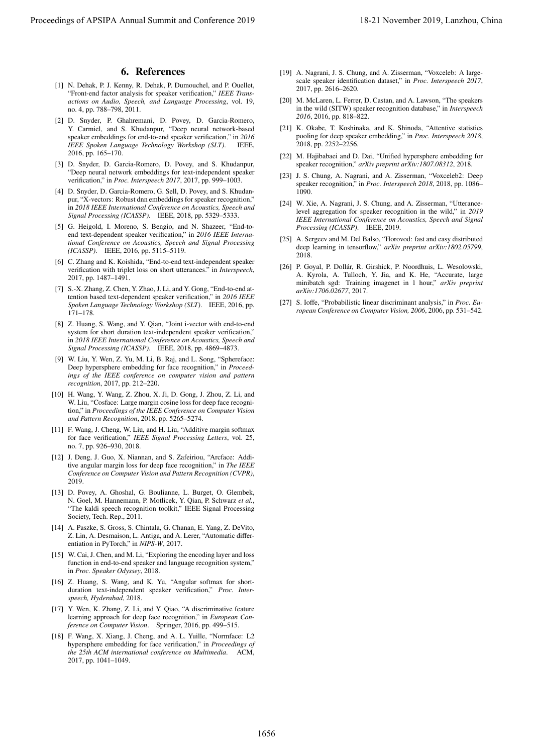## 6. References

[1] N. Dehak, P. J. Kenny, R. Dehak, P. Dumouchel, and P. Ouellet, "Front-end factor analysis for speaker verification," *IEEE Transactions on Audio, Speech, and Language Processing*, vol. 19, no. 4, pp. 788–798, 2011.

[2] D. Snyder, P. Ghahremani, D. Povey, D. Garcia-Romero, Y. Carmiel, and S. Khudanpur, "Deep neural network-based speaker embeddings for end-to-end speaker verification," in *2016 IEEE Spoken Language Technology Workshop (SLT)*. IEEE, 2016, pp. 165–170.

[3] D. Snyder, D. Garcia-Romero, D. Povey, and S. Khudanpur, "Deep neural network embeddings for text-independent speaker verification," in *Proc. Interspeech 2017*, 2017, pp. 999–1003.

[4] D. Snyder, D. Garcia-Romero, G. Sell, D. Povey, and S. Khudanpur, "X-vectors: Robust dnn embeddings for speaker recognition," in *2018 IEEE International Conference on Acoustics, Speech and Signal Processing (ICASSP)*. IEEE, 2018, pp. 5329–5333.

[5] G. Heigold, I. Moreno, S. Bengio, and N. Shazeer, "End-to-end text-dependent speaker verification," in *2016 IEEE International Conference on Acoustics, Speech and Signal Processing (ICASSP)*. IEEE, 2016, pp. 5115–5119.

[6] C. Zhang and K. Koishida, "End-to-end text-independent speaker verification with triplet loss on short utterances." in *Interspeech*, 2017, pp. 1487–1491.

[7] S.-X. Zhang, Z. Chen, Y. Zhao, J. Li, and Y. Gong, "End-to-end attention based text-dependent speaker verification," in *2016 IEEE Spoken Language Technology Workshop (SLT)*. IEEE, 2016, pp. 171–178.

[8] Z. Huang, S. Wang, and Y. Qian, "Joint i-vector with end-to-end system for short duration text-independent speaker verification," in *2018 IEEE International Conference on Acoustics, Speech and Signal Processing (ICASSP)*. IEEE, 2018, pp. 4869–4873.

[9] W. Liu, Y. Wen, Z. Yu, M. Li, B. Raj, and L. Song, "Sphereface: Deep hypersphere embedding for face recognition," in *Proceedings of the IEEE conference on computer vision and pattern recognition*, 2017, pp. 212–220.

[10] H. Wang, Y. Wang, Z. Zhou, X. Ji, D. Gong, J. Zhou, Z. Li, and W. Liu, "Cosface: Large margin cosine loss for deep face recognition," in *Proceedings of the IEEE Conference on Computer Vision and Pattern Recognition*, 2018, pp. 5265–5274.

[11] F. Wang, J. Cheng, W. Liu, and H. Liu, "Additive margin softmax for face verification," *IEEE Signal Processing Letters*, vol. 25, no. 7, pp. 926–930, 2018.

[12] J. Deng, J. Guo, X. Niannan, and S. Zafeiriou, "Arcface: Additive angular margin loss for deep face recognition," in *The IEEE Conference on Computer Vision and Pattern Recognition (CVPR)*, 2019.

[13] D. Povey, A. Ghoshal, G. Boulianne, L. Burget, O. Glembek, N. Goel, M. Hannemann, P. Motlicek, Y. Qian, P. Schwarz *et al.*, "The kaldi speech recognition toolkit," IEEE Signal Processing Society, Tech. Rep., 2011.

[14] A. Paszke, S. Gross, S. Chintala, G. Chanan, E. Yang, Z. DeVito, Z. Lin, A. Desmaison, L. Antiga, and A. Lerer, "Automatic differentiation in PyTorch," in *NIPS-W*, 2017.

[15] W. Cai, J. Chen, and M. Li, "Exploring the encoding layer and loss function in end-to-end speaker and language recognition system," in *Proc. Speaker Odyssey*, 2018.

[16] Z. Huang, S. Wang, and K. Yu, "Angular softmax for short-duration text-independent speaker verification," *Proc. Interspeech, Hyderabad*, 2018.

[17] Y. Wen, K. Zhang, Z. Li, and Y. Qiao, "A discriminative feature learning approach for deep face recognition," in *European Conference on Computer Vision*. Springer, 2016, pp. 499–515.

[18] F. Wang, X. Xiang, J. Cheng, and A. L. Yuille, "Normface: L2 hypersphere embedding for face verification," in *Proceedings of the 25th ACM international conference on Multimedia*. ACM, 2017, pp. 1041–1049.

[19] A. Nagrani, J. S. Chung, and A. Zisserman, "Voxceleb: A large-scale speaker identification dataset," in *Proc. Interspeech 2017*, 2017, pp. 2616–2620.

[20] M. McLaren, L. Ferrer, D. Castan, and A. Lawson, "The speakers in the wild (SITW) speaker recognition database," in *Interspeech 2016*, 2016, pp. 818–822.

[21] K. Okabe, T. Koshinaka, and K. Shinoda, "Attentive statistics pooling for deep speaker embedding," in *Proc. Interspeech 2018*, 2018, pp. 2252–2256.

[22] M. Hajibabaei and D. Dai, "Unified hypersphere embedding for speaker recognition," *arXiv preprint arXiv:1807.08312*, 2018.

[23] J. S. Chung, A. Nagrani, and A. Zisserman, "Voxceleb2: Deep speaker recognition," in *Proc. Interspeech 2018*, 2018, pp. 1086–1090.

[24] W. Xie, A. Nagrani, J. S. Chung, and A. Zisserman, "Utterance-level aggregation for speaker recognition in the wild," in *2019 IEEE International Conference on Acoustics, Speech and Signal Processing (ICASSP)*. IEEE, 2019.

[25] A. Sergeev and M. Del Balso, "Horovod: fast and easy distributed deep learning in tensorflow," *arXiv preprint arXiv:1802.05799*, 2018.

[26] P. Goyal, P. Dollár, R. Girshick, P. Noordhuis, L. Wesolowski, A. Kyrola, A. Tulloch, Y. Jia, and K. He, "Accurate, large minibatch sgd: Training imagenet in 1 hour," *arXiv preprint arXiv:1706.02677*, 2017.

[27] S. Ioffe, "Probabilistic linear discriminant analysis," in *Proc. European Conference on Computer Vision, 2006*, 2006, pp. 531–542.